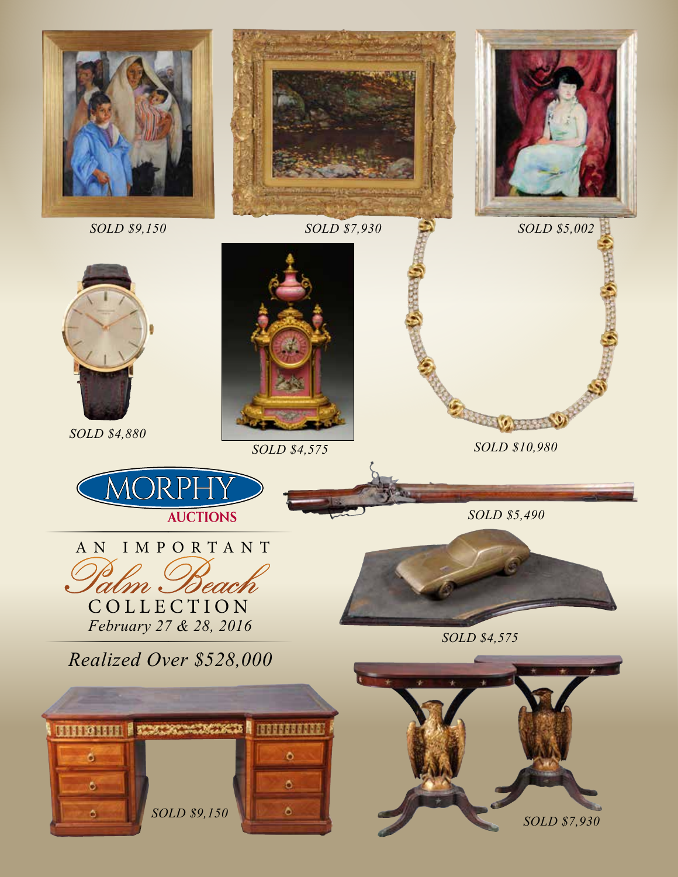SOLD $9,150

SOLD $7,930

SOLD $5,002

SOLD $4,880

SOLD $4,575

SOLD $10,980

MORPHY AUCTIONS

SOLD $5,490

# AN IMPORTANT *Palm Beach* COLLECTION

*February 27 & 28, 2016*

SOLD $4,575

*Realized Over $528,000*

SOLD $9,150

SOLD $7,930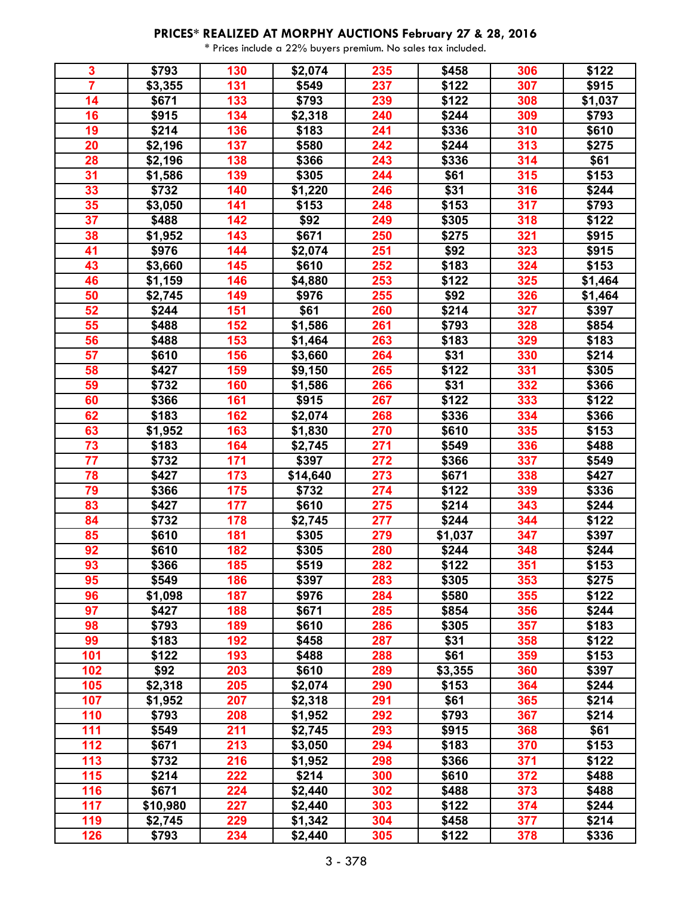## PRICES* REALIZED AT MORPHY AUCTIONS February 27 & 28, 2016

\* Prices include a 22% buyers premium. No sales tax included.

| | | | | | | | |
|---|---|---|---|---|---|---|---|
| 3 | $793 | 130 | $2,074 | 235 | $458 | 306 | $122 |
| 7 | $3,355 | 131 | $549 | 237 | $122 | 307 | $915 |
| 14 | $671 | 133 | $793 | 239 | $122 | 308 | $1,037 |
| 16 | $915 | 134 | $2,318 | 240 | $244 | 309 | $793 |
| 19 | $214 | 136 | $183 | 241 | $336 | 310 | $610 |
| 20 | $2,196 | 137 | $580 | 242 | $244 | 313 | $275 |
| 28 | $2,196 | 138 | $366 | 243 | $336 | 314 | $61 |
| 31 | $1,586 | 139 | $305 | 244 | $61 | 315 | $153 |
| 33 | $732 | 140 | $1,220 | 246 | $31 | 316 | $244 |
| 35 | $3,050 | 141 | $153 | 248 | $153 | 317 | $793 |
| 37 | $488 | 142 | $92 | 249 | $305 | 318 | $122 |
| 38 | $1,952 | 143 | $671 | 250 | $275 | 321 | $915 |
| 41 | $976 | 144 | $2,074 | 251 | $92 | 323 | $915 |
| 43 | $3,660 | 145 | $610 | 252 | $183 | 324 | $153 |
| 46 | $1,159 | 146 | $4,880 | 253 | $122 | 325 | $1,464 |
| 50 | $2,745 | 149 | $976 | 255 | $92 | 326 | $1,464 |
| 52 | $244 | 151 | $61 | 260 | $214 | 327 | $397 |
| 55 | $488 | 152 | $1,586 | 261 | $793 | 328 | $854 |
| 56 | $488 | 153 | $1,464 | 263 | $183 | 329 | $183 |
| 57 | $610 | 156 | $3,660 | 264 | $31 | 330 | $214 |
| 58 | $427 | 159 | $9,150 | 265 | $122 | 331 | $305 |
| 59 | $732 | 160 | $1,586 | 266 | $31 | 332 | $366 |
| 60 | $366 | 161 | $915 | 267 | $122 | 333 | $122 |
| 62 | $183 | 162 | $2,074 | 268 | $336 | 334 | $366 |
| 63 | $1,952 | 163 | $1,830 | 270 | $610 | 335 | $153 |
| 73 | $183 | 164 | $2,745 | 271 | $549 | 336 | $488 |
| 77 | $732 | 171 | $397 | 272 | $366 | 337 | $549 |
| 78 | $427 | 173 | $14,640 | 273 | $671 | 338 | $427 |
| 79 | $366 | 175 | $732 | 274 | $122 | 339 | $336 |
| 83 | $427 | 177 | $610 | 275 | $214 | 343 | $244 |
| 84 | $732 | 178 | $2,745 | 277 | $244 | 344 | $122 |
| 85 | $610 | 181 | $305 | 279 | $1,037 | 347 | $397 |
| 92 | $610 | 182 | $305 | 280 | $244 | 348 | $244 |
| 93 | $366 | 185 | $519 | 282 | $122 | 351 | $153 |
| 95 | $549 | 186 | $397 | 283 | $305 | 353 | $275 |
| 96 | $1,098 | 187 | $976 | 284 | $580 | 355 | $122 |
| 97 | $427 | 188 | $671 | 285 | $854 | 356 | $244 |
| 98 | $793 | 189 | $610 | 286 | $305 | 357 | $183 |
| 99 | $183 | 192 | $458 | 287 | $31 | 358 | $122 |
| 101 | $122 | 193 | $488 | 288 | $61 | 359 | $153 |
| 102 | $92 | 203 | $610 | 289 | $3,355 | 360 | $397 |
| 105 | $2,318 | 205 | $2,074 | 290 | $153 | 364 | $244 |
| 107 | $1,952 | 207 | $2,318 | 291 | $61 | 365 | $214 |
| 110 | $793 | 208 | $1,952 | 292 | $793 | 367 | $214 |
| 111 | $549 | 211 | $2,745 | 293 | $915 | 368 | $61 |
| 112 | $671 | 213 | $3,050 | 294 | $183 | 370 | $153 |
| 113 | $732 | 216 | $1,952 | 298 | $366 | 371 | $122 |
| 115 | $214 | 222 | $214 | 300 | $610 | 372 | $488 |
| 116 | $671 | 224 | $2,440 | 302 | $488 | 373 | $488 |
| 117 | $10,980 | 227 | $2,440 | 303 | $122 | 374 | $244 |
| 119 | $2,745 | 229 | $1,342 | 304 | $458 | 377 | $214 |
| 126 | $793 | 234 | $2,440 | 305 | $122 | 378 | $336 |

3 - 378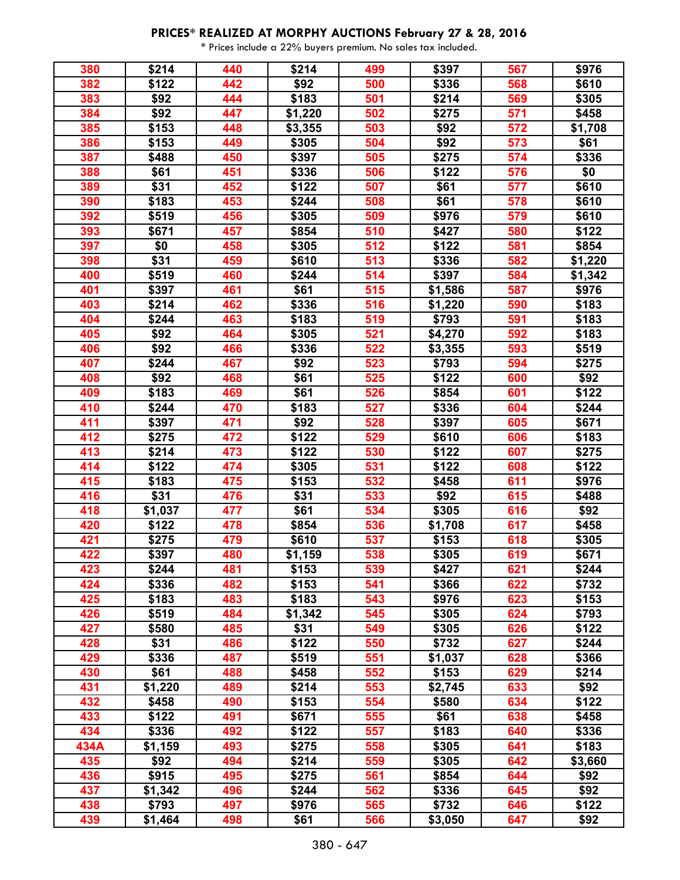**PRICES* REALIZED AT MORPHY AUCTIONS February 27 & 28, 2016**

* Prices include a 22% buyers premium. No sales tax included.

| | | | | | | | |
|---|---|---|---|---|---|---|---|
| 380 | $214 | 440 | $214 | 499 | $397 | 567 | $976 |
| 382 | $122 | 442 | $92 | 500 | $336 | 568 | $610 |
| 383 | $92 | 444 | $183 | 501 | $214 | 569 | $305 |
| 384 | $92 | 447 | $1,220 | 502 | $275 | 571 | $458 |
| 385 | $153 | 448 | $3,355 | 503 | $92 | 572 | $1,708 |
| 386 | $153 | 449 | $305 | 504 | $92 | 573 | $61 |
| 387 | $488 | 450 | $397 | 505 | $275 | 574 | $336 |
| 388 | $61 | 451 | $336 | 506 | $122 | 576 | $0 |
| 389 | $31 | 452 | $122 | 507 | $61 | 577 | $610 |
| 390 | $183 | 453 | $244 | 508 | $61 | 578 | $610 |
| 392 | $519 | 456 | $305 | 509 | $976 | 579 | $610 |
| 393 | $671 | 457 | $854 | 510 | $427 | 580 | $122 |
| 397 | $0 | 458 | $305 | 512 | $122 | 581 | $854 |
| 398 | $31 | 459 | $610 | 513 | $336 | 582 | $1,220 |
| 400 | $519 | 460 | $244 | 514 | $397 | 584 | $1,342 |
| 401 | $397 | 461 | $61 | 515 | $1,586 | 587 | $976 |
| 403 | $214 | 462 | $336 | 516 | $1,220 | 590 | $183 |
| 404 | $244 | 463 | $183 | 519 | $793 | 591 | $183 |
| 405 | $92 | 464 | $305 | 521 | $4,270 | 592 | $183 |
| 406 | $92 | 466 | $336 | 522 | $3,355 | 593 | $519 |
| 407 | $244 | 467 | $92 | 523 | $793 | 594 | $275 |
| 408 | $92 | 468 | $61 | 525 | $122 | 600 | $92 |
| 409 | $183 | 469 | $61 | 526 | $854 | 601 | $122 |
| 410 | $244 | 470 | $183 | 527 | $336 | 604 | $244 |
| 411 | $397 | 471 | $92 | 528 | $397 | 605 | $671 |
| 412 | $275 | 472 | $122 | 529 | $610 | 606 | $183 |
| 413 | $214 | 473 | $122 | 530 | $122 | 607 | $275 |
| 414 | $122 | 474 | $305 | 531 | $122 | 608 | $122 |
| 415 | $183 | 475 | $153 | 532 | $458 | 611 | $976 |
| 416 | $31 | 476 | $31 | 533 | $92 | 615 | $488 |
| 418 | $1,037 | 477 | $61 | 534 | $305 | 616 | $92 |
| 420 | $122 | 478 | $854 | 536 | $1,708 | 617 | $458 |
| 421 | $275 | 479 | $610 | 537 | $153 | 618 | $305 |
| 422 | $397 | 480 | $1,159 | 538 | $305 | 619 | $671 |
| 423 | $244 | 481 | $153 | 539 | $427 | 621 | $244 |
| 424 | $336 | 482 | $153 | 541 | $366 | 622 | $732 |
| 425 | $183 | 483 | $183 | 543 | $976 | 623 | $153 |
| 426 | $519 | 484 | $1,342 | 545 | $305 | 624 | $793 |
| 427 | $580 | 485 | $31 | 549 | $305 | 626 | $122 |
| 428 | $31 | 486 | $122 | 550 | $732 | 627 | $244 |
| 429 | $336 | 487 | $519 | 551 | $1,037 | 628 | $366 |
| 430 | $61 | 488 | $458 | 552 | $153 | 629 | $214 |
| 431 | $1,220 | 489 | $214 | 553 | $2,745 | 633 | $92 |
| 432 | $458 | 490 | $153 | 554 | $580 | 634 | $122 |
| 433 | $122 | 491 | $671 | 555 | $61 | 638 | $458 |
| 434 | $336 | 492 | $122 | 557 | $183 | 640 | $336 |
| 434A | $1,159 | 493 | $275 | 558 | $305 | 641 | $183 |
| 435 | $92 | 494 | $214 | 559 | $305 | 642 | $3,660 |
| 436 | $915 | 495 | $275 | 561 | $854 | 644 | $92 |
| 437 | $1,342 | 496 | $244 | 562 | $336 | 645 | $92 |
| 438 | $793 | 497 | $976 | 565 | $732 | 646 | $122 |
| 439 | $1,464 | 498 | $61 | 566 | $3,050 | 647 | $92 |

380 - 647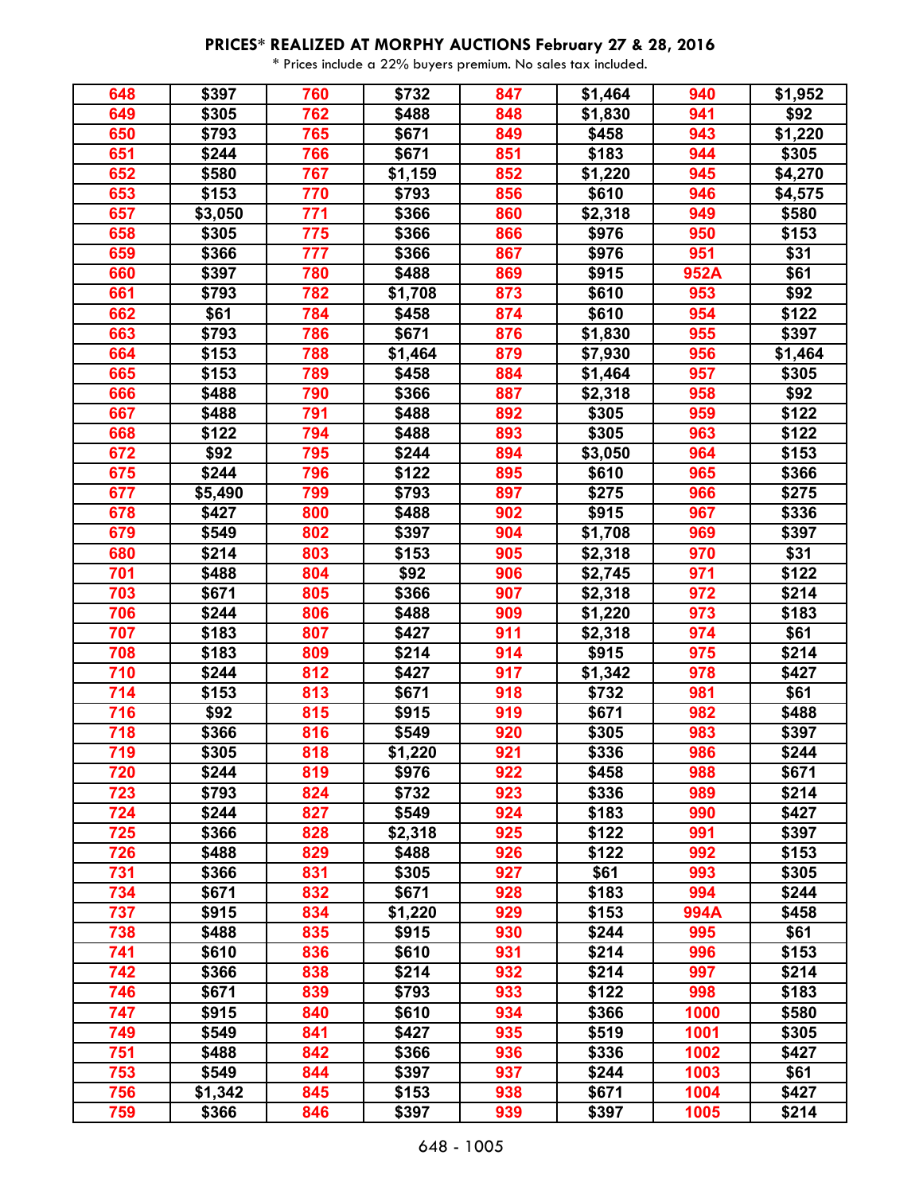**PRICES* REALIZED AT MORPHY AUCTIONS February 27 & 28, 2016**

\* Prices include a 22% buyers premium. No sales tax included.

| | | | | | | | |
|---|---|---|---|---|---|---|---|
| 648 | $397 | 760 | $732 | 847 | $1,464 | 940 | $1,952 |
| 649 | $305 | 762 | $488 | 848 | $1,830 | 941 | $92 |
| 650 | $793 | 765 | $671 | 849 | $458 | 943 | $1,220 |
| 651 | $244 | 766 | $671 | 851 | $183 | 944 | $305 |
| 652 | $580 | 767 | $1,159 | 852 | $1,220 | 945 | $4,270 |
| 653 | $153 | 770 | $793 | 856 | $610 | 946 | $4,575 |
| 657 | $3,050 | 771 | $366 | 860 | $2,318 | 949 | $580 |
| 658 | $305 | 775 | $366 | 866 | $976 | 950 | $153 |
| 659 | $366 | 777 | $366 | 867 | $976 | 951 | $31 |
| 660 | $397 | 780 | $488 | 869 | $915 | 952A | $61 |
| 661 | $793 | 782 | $1,708 | 873 | $610 | 953 | $92 |
| 662 | $61 | 784 | $458 | 874 | $610 | 954 | $122 |
| 663 | $793 | 786 | $671 | 876 | $1,830 | 955 | $397 |
| 664 | $153 | 788 | $1,464 | 879 | $7,930 | 956 | $1,464 |
| 665 | $153 | 789 | $458 | 884 | $1,464 | 957 | $305 |
| 666 | $488 | 790 | $366 | 887 | $2,318 | 958 | $92 |
| 667 | $488 | 791 | $488 | 892 | $305 | 959 | $122 |
| 668 | $122 | 794 | $488 | 893 | $305 | 963 | $122 |
| 672 | $92 | 795 | $244 | 894 | $3,050 | 964 | $153 |
| 675 | $244 | 796 | $122 | 895 | $610 | 965 | $366 |
| 677 | $5,490 | 799 | $793 | 897 | $275 | 966 | $275 |
| 678 | $427 | 800 | $488 | 902 | $915 | 967 | $336 |
| 679 | $549 | 802 | $397 | 904 | $1,708 | 969 | $397 |
| 680 | $214 | 803 | $153 | 905 | $2,318 | 970 | $31 |
| 701 | $488 | 804 | $92 | 906 | $2,745 | 971 | $122 |
| 703 | $671 | 805 | $366 | 907 | $2,318 | 972 | $214 |
| 706 | $244 | 806 | $488 | 909 | $1,220 | 973 | $183 |
| 707 | $183 | 807 | $427 | 911 | $2,318 | 974 | $61 |
| 708 | $183 | 809 | $214 | 914 | $915 | 975 | $214 |
| 710 | $244 | 812 | $427 | 917 | $1,342 | 978 | $427 |
| 714 | $153 | 813 | $671 | 918 | $732 | 981 | $61 |
| 716 | $92 | 815 | $915 | 919 | $671 | 982 | $488 |
| 718 | $366 | 816 | $549 | 920 | $305 | 983 | $397 |
| 719 | $305 | 818 | $1,220 | 921 | $336 | 986 | $244 |
| 720 | $244 | 819 | $976 | 922 | $458 | 988 | $671 |
| 723 | $793 | 824 | $732 | 923 | $336 | 989 | $214 |
| 724 | $244 | 827 | $549 | 924 | $183 | 990 | $427 |
| 725 | $366 | 828 | $2,318 | 925 | $122 | 991 | $397 |
| 726 | $488 | 829 | $488 | 926 | $122 | 992 | $153 |
| 731 | $366 | 831 | $305 | 927 | $61 | 993 | $305 |
| 734 | $671 | 832 | $671 | 928 | $183 | 994 | $244 |
| 737 | $915 | 834 | $1,220 | 929 | $153 | 994A | $458 |
| 738 | $488 | 835 | $915 | 930 | $244 | 995 | $61 |
| 741 | $610 | 836 | $610 | 931 | $214 | 996 | $153 |
| 742 | $366 | 838 | $214 | 932 | $214 | 997 | $214 |
| 746 | $671 | 839 | $793 | 933 | $122 | 998 | $183 |
| 747 | $915 | 840 | $610 | 934 | $366 | 1000 | $580 |
| 749 | $549 | 841 | $427 | 935 | $519 | 1001 | $305 |
| 751 | $488 | 842 | $366 | 936 | $336 | 1002 | $427 |
| 753 | $549 | 844 | $397 | 937 | $244 | 1003 | $61 |
| 756 | $1,342 | 845 | $153 | 938 | $671 | 1004 | $427 |
| 759 | $366 | 846 | $397 | 939 | $397 | 1005 | $214 |

648 - 1005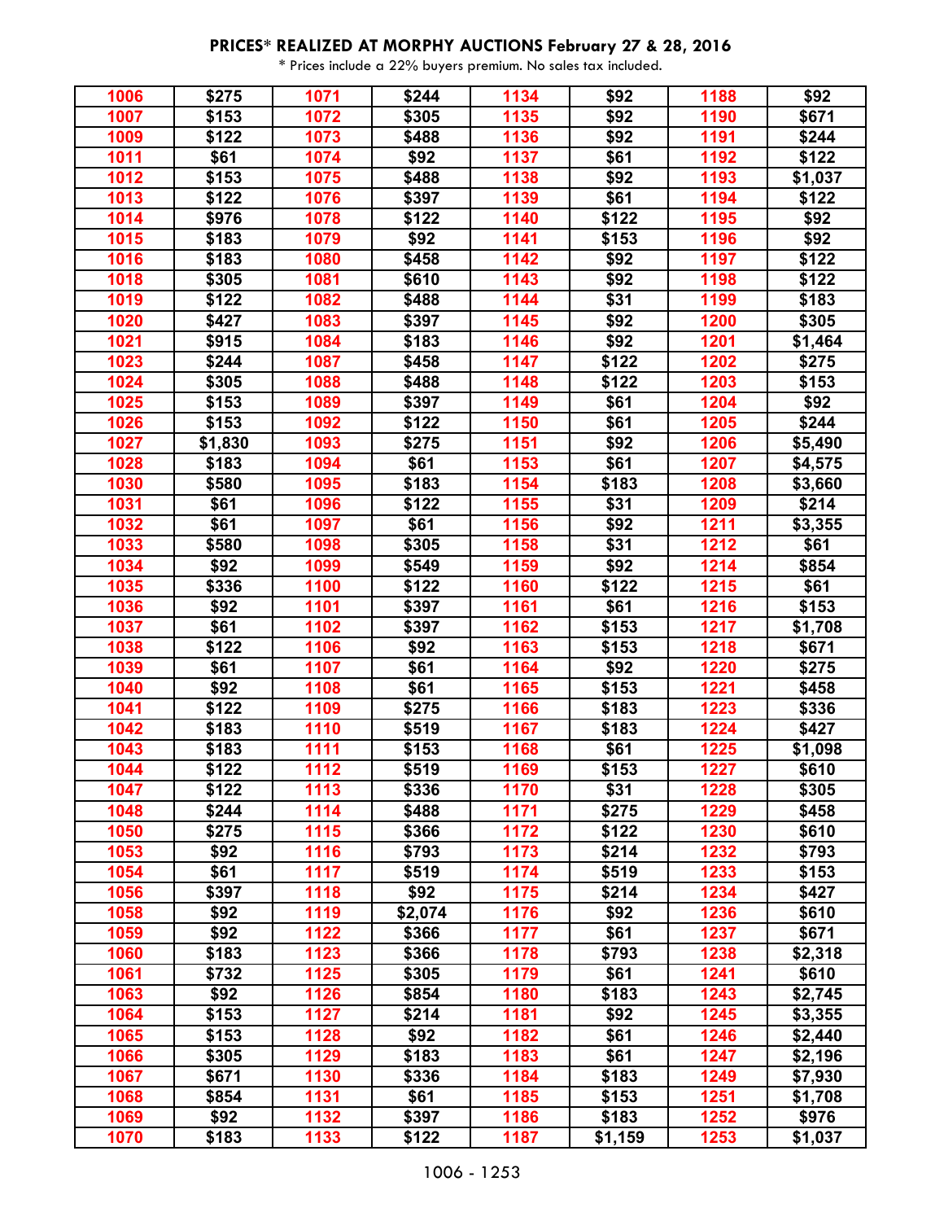## PRICES* REALIZED AT MORPHY AUCTIONS February 27 & 28, 2016

\* Prices include a 22% buyers premium. No sales tax included.

| | | | | | | | |
|---|---|---|---|---|---|---|---|
| 1006 | $275 | 1071 | $244 | 1134 | $92 | 1188 | $92 |
| 1007 | $153 | 1072 | $305 | 1135 | $92 | 1190 | $671 |
| 1009 | $122 | 1073 | $488 | 1136 | $92 | 1191 | $244 |
| 1011 | $61 | 1074 | $92 | 1137 | $61 | 1192 | $122 |
| 1012 | $153 | 1075 | $488 | 1138 | $92 | 1193 | $1,037 |
| 1013 | $122 | 1076 | $397 | 1139 | $61 | 1194 | $122 |
| 1014 | $976 | 1078 | $122 | 1140 | $122 | 1195 | $92 |
| 1015 | $183 | 1079 | $92 | 1141 | $153 | 1196 | $92 |
| 1016 | $183 | 1080 | $458 | 1142 | $92 | 1197 | $122 |
| 1018 | $305 | 1081 | $610 | 1143 | $92 | 1198 | $122 |
| 1019 | $122 | 1082 | $488 | 1144 | $31 | 1199 | $183 |
| 1020 | $427 | 1083 | $397 | 1145 | $92 | 1200 | $305 |
| 1021 | $915 | 1084 | $183 | 1146 | $92 | 1201 | $1,464 |
| 1023 | $244 | 1087 | $458 | 1147 | $122 | 1202 | $275 |
| 1024 | $305 | 1088 | $488 | 1148 | $122 | 1203 | $153 |
| 1025 | $153 | 1089 | $397 | 1149 | $61 | 1204 | $92 |
| 1026 | $153 | 1092 | $122 | 1150 | $61 | 1205 | $244 |
| 1027 | $1,830 | 1093 | $275 | 1151 | $92 | 1206 | $5,490 |
| 1028 | $183 | 1094 | $61 | 1153 | $61 | 1207 | $4,575 |
| 1030 | $580 | 1095 | $183 | 1154 | $183 | 1208 | $3,660 |
| 1031 | $61 | 1096 | $122 | 1155 | $31 | 1209 | $214 |
| 1032 | $61 | 1097 | $61 | 1156 | $92 | 1211 | $3,355 |
| 1033 | $580 | 1098 | $305 | 1158 | $31 | 1212 | $61 |
| 1034 | $92 | 1099 | $549 | 1159 | $92 | 1214 | $854 |
| 1035 | $336 | 1100 | $122 | 1160 | $122 | 1215 | $61 |
| 1036 | $92 | 1101 | $397 | 1161 | $61 | 1216 | $153 |
| 1037 | $61 | 1102 | $397 | 1162 | $153 | 1217 | $1,708 |
| 1038 | $122 | 1106 | $92 | 1163 | $153 | 1218 | $671 |
| 1039 | $61 | 1107 | $61 | 1164 | $92 | 1220 | $275 |
| 1040 | $92 | 1108 | $61 | 1165 | $153 | 1221 | $458 |
| 1041 | $122 | 1109 | $275 | 1166 | $183 | 1223 | $336 |
| 1042 | $183 | 1110 | $519 | 1167 | $183 | 1224 | $427 |
| 1043 | $183 | 1111 | $153 | 1168 | $61 | 1225 | $1,098 |
| 1044 | $122 | 1112 | $519 | 1169 | $153 | 1227 | $610 |
| 1047 | $122 | 1113 | $336 | 1170 | $31 | 1228 | $305 |
| 1048 | $244 | 1114 | $488 | 1171 | $275 | 1229 | $458 |
| 1050 | $275 | 1115 | $366 | 1172 | $122 | 1230 | $610 |
| 1053 | $92 | 1116 | $793 | 1173 | $214 | 1232 | $793 |
| 1054 | $61 | 1117 | $519 | 1174 | $519 | 1233 | $153 |
| 1056 | $397 | 1118 | $92 | 1175 | $214 | 1234 | $427 |
| 1058 | $92 | 1119 | $2,074 | 1176 | $92 | 1236 | $610 |
| 1059 | $92 | 1122 | $366 | 1177 | $61 | 1237 | $671 |
| 1060 | $183 | 1123 | $366 | 1178 | $793 | 1238 | $2,318 |
| 1061 | $732 | 1125 | $305 | 1179 | $61 | 1241 | $610 |
| 1063 | $92 | 1126 | $854 | 1180 | $183 | 1243 | $2,745 |
| 1064 | $153 | 1127 | $214 | 1181 | $92 | 1245 | $3,355 |
| 1065 | $153 | 1128 | $92 | 1182 | $61 | 1246 | $2,440 |
| 1066 | $305 | 1129 | $183 | 1183 | $61 | 1247 | $2,196 |
| 1067 | $671 | 1130 | $336 | 1184 | $183 | 1249 | $7,930 |
| 1068 | $854 | 1131 | $61 | 1185 | $153 | 1251 | $1,708 |
| 1069 | $92 | 1132 | $397 | 1186 | $183 | 1252 | $976 |
| 1070 | $183 | 1133 | $122 | 1187 | $1,159 | 1253 | $1,037 |

1006 - 1253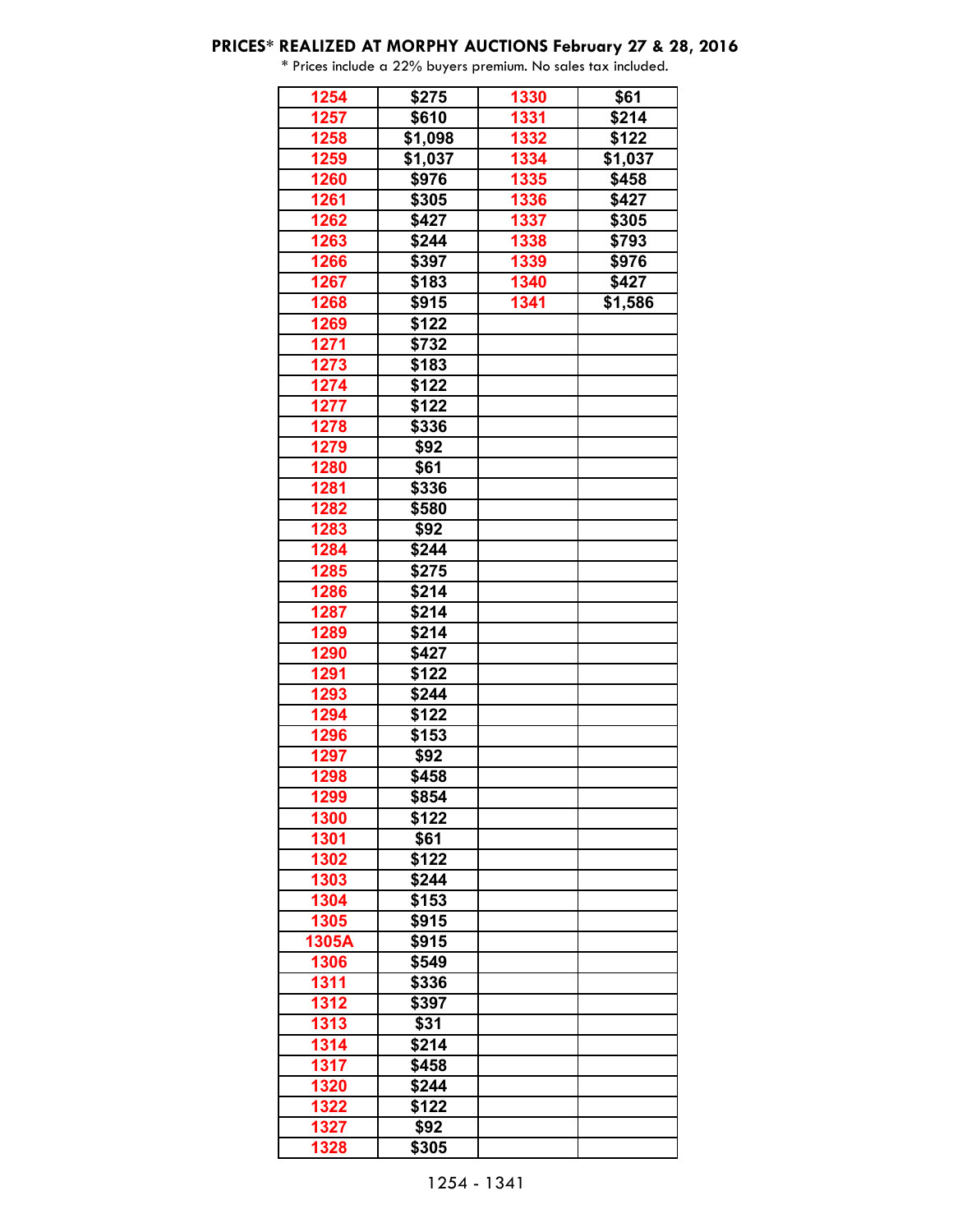**PRICES* REALIZED AT MORPHY AUCTIONS February 27 & 28, 2016**

* Prices include a 22% buyers premium. No sales tax included.

| | | | |
|---|---|---|---|
| 1254 | $275 | 1330 | $61 |
| 1257 | $610 | 1331 | $214 |
| 1258 | $1,098 | 1332 | $122 |
| 1259 | $1,037 | 1334 | $1,037 |
| 1260 | $976 | 1335 | $458 |
| 1261 | $305 | 1336 | $427 |
| 1262 | $427 | 1337 | $305 |
| 1263 | $244 | 1338 | $793 |
| 1266 | $397 | 1339 | $976 |
| 1267 | $183 | 1340 | $427 |
| 1268 | $915 | 1341 | $1,586 |
| 1269 | $122 | | |
| 1271 | $732 | | |
| 1273 | $183 | | |
| 1274 | $122 | | |
| 1277 | $122 | | |
| 1278 | $336 | | |
| 1279 | $92 | | |
| 1280 | $61 | | |
| 1281 | $336 | | |
| 1282 | $580 | | |
| 1283 | $92 | | |
| 1284 | $244 | | |
| 1285 | $275 | | |
| 1286 | $214 | | |
| 1287 | $214 | | |
| 1289 | $214 | | |
| 1290 | $427 | | |
| 1291 | $122 | | |
| 1293 | $244 | | |
| 1294 | $122 | | |
| 1296 | $153 | | |
| 1297 | $92 | | |
| 1298 | $458 | | |
| 1299 | $854 | | |
| 1300 | $122 | | |
| 1301 | $61 | | |
| 1302 | $122 | | |
| 1303 | $244 | | |
| 1304 | $153 | | |
| 1305 | $915 | | |
| 1305A | $915 | | |
| 1306 | $549 | | |
| 1311 | $336 | | |
| 1312 | $397 | | |
| 1313 | $31 | | |
| 1314 | $214 | | |
| 1317 | $458 | | |
| 1320 | $244 | | |
| 1322 | $122 | | |
| 1327 | $92 | | |
| 1328 | $305 | | |

1254 - 1341